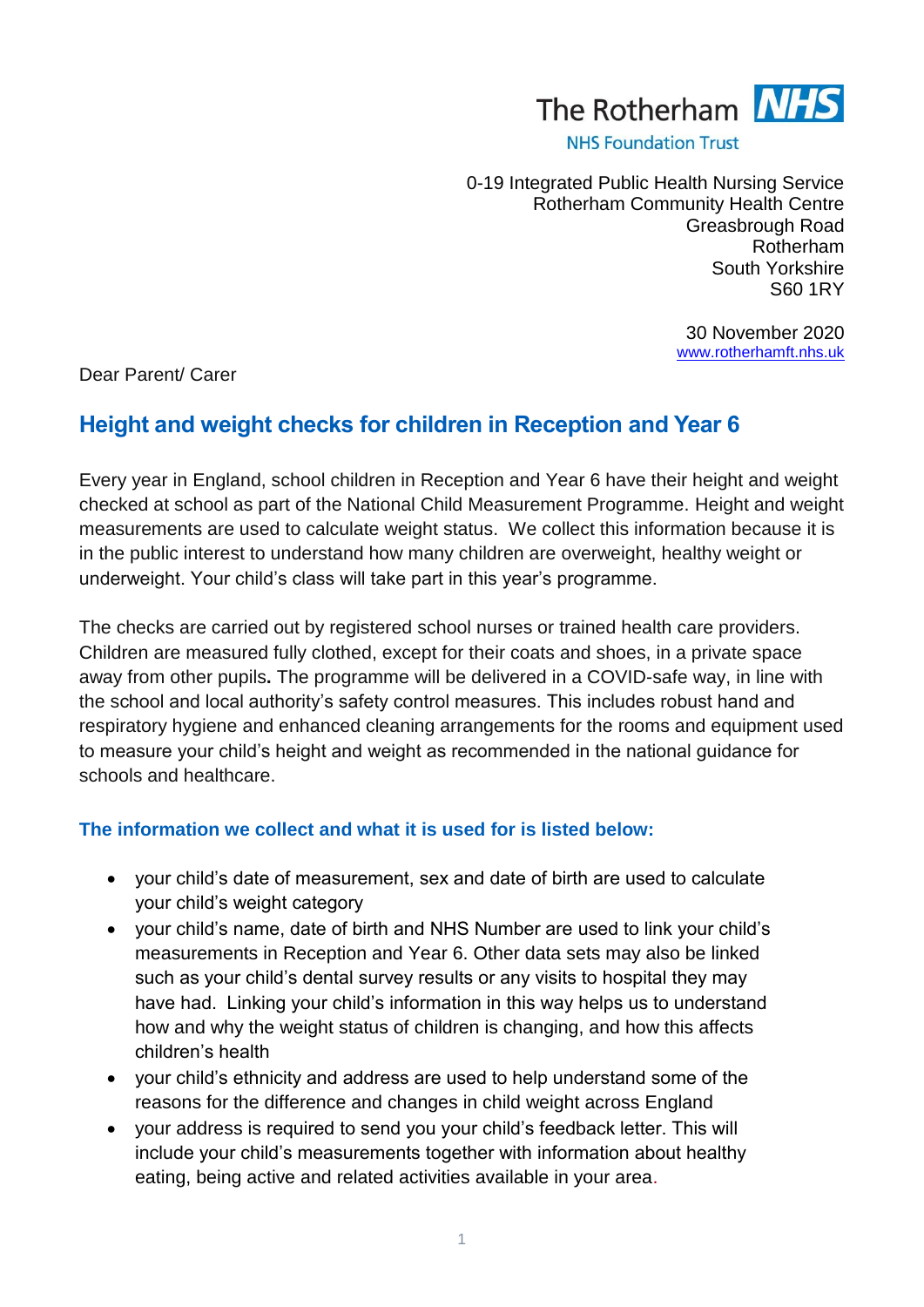The Rotherham NHS Foundation Trust

0-19 Integrated Public Health Nursing Service
Rotherham Community Health Centre
Greasbrough Road
Rotherham
South Yorkshire
S60 1RY

30 November 2020
www.rotherhamft.nhs.uk

Dear Parent/ Carer

## Height and weight checks for children in Reception and Year 6

Every year in England, school children in Reception and Year 6 have their height and weight checked at school as part of the National Child Measurement Programme. Height and weight measurements are used to calculate weight status. We collect this information because it is in the public interest to understand how many children are overweight, healthy weight or underweight. Your child's class will take part in this year's programme.

The checks are carried out by registered school nurses or trained health care providers. Children are measured fully clothed, except for their coats and shoes, in a private space away from other pupils**.** The programme will be delivered in a COVID-safe way, in line with the school and local authority's safety control measures. This includes robust hand and respiratory hygiene and enhanced cleaning arrangements for the rooms and equipment used to measure your child's height and weight as recommended in the national guidance for schools and healthcare.

### The information we collect and what it is used for is listed below:

- your child's date of measurement, sex and date of birth are used to calculate your child's weight category
- your child's name, date of birth and NHS Number are used to link your child's measurements in Reception and Year 6. Other data sets may also be linked such as your child's dental survey results or any visits to hospital they may have had. Linking your child's information in this way helps us to understand how and why the weight status of children is changing, and how this affects children's health
- your child's ethnicity and address are used to help understand some of the reasons for the difference and changes in child weight across England
- your address is required to send you your child's feedback letter. This will include your child's measurements together with information about healthy eating, being active and related activities available in your area.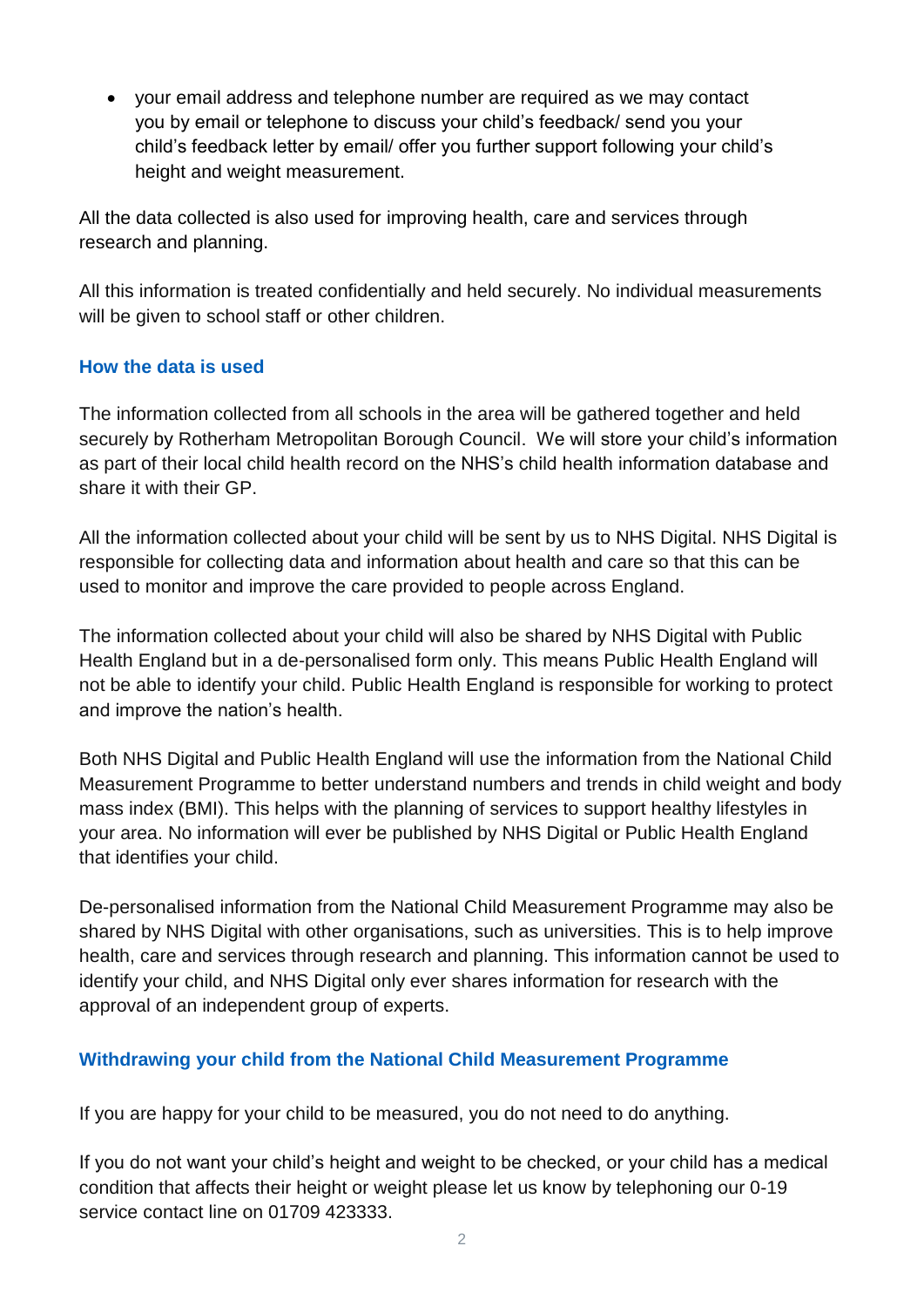- your email address and telephone number are required as we may contact you by email or telephone to discuss your child's feedback/ send you your child's feedback letter by email/ offer you further support following your child's height and weight measurement.

All the data collected is also used for improving health, care and services through research and planning.

All this information is treated confidentially and held securely. No individual measurements will be given to school staff or other children.

### How the data is used

The information collected from all schools in the area will be gathered together and held securely by Rotherham Metropolitan Borough Council. We will store your child's information as part of their local child health record on the NHS's child health information database and share it with their GP.

All the information collected about your child will be sent by us to NHS Digital. NHS Digital is responsible for collecting data and information about health and care so that this can be used to monitor and improve the care provided to people across England.

The information collected about your child will also be shared by NHS Digital with Public Health England but in a de-personalised form only. This means Public Health England will not be able to identify your child. Public Health England is responsible for working to protect and improve the nation's health.

Both NHS Digital and Public Health England will use the information from the National Child Measurement Programme to better understand numbers and trends in child weight and body mass index (BMI). This helps with the planning of services to support healthy lifestyles in your area. No information will ever be published by NHS Digital or Public Health England that identifies your child.

De-personalised information from the National Child Measurement Programme may also be shared by NHS Digital with other organisations, such as universities. This is to help improve health, care and services through research and planning. This information cannot be used to identify your child, and NHS Digital only ever shares information for research with the approval of an independent group of experts.

### Withdrawing your child from the National Child Measurement Programme

If you are happy for your child to be measured, you do not need to do anything.

If you do not want your child's height and weight to be checked, or your child has a medical condition that affects their height or weight please let us know by telephoning our 0-19 service contact line on 01709 423333.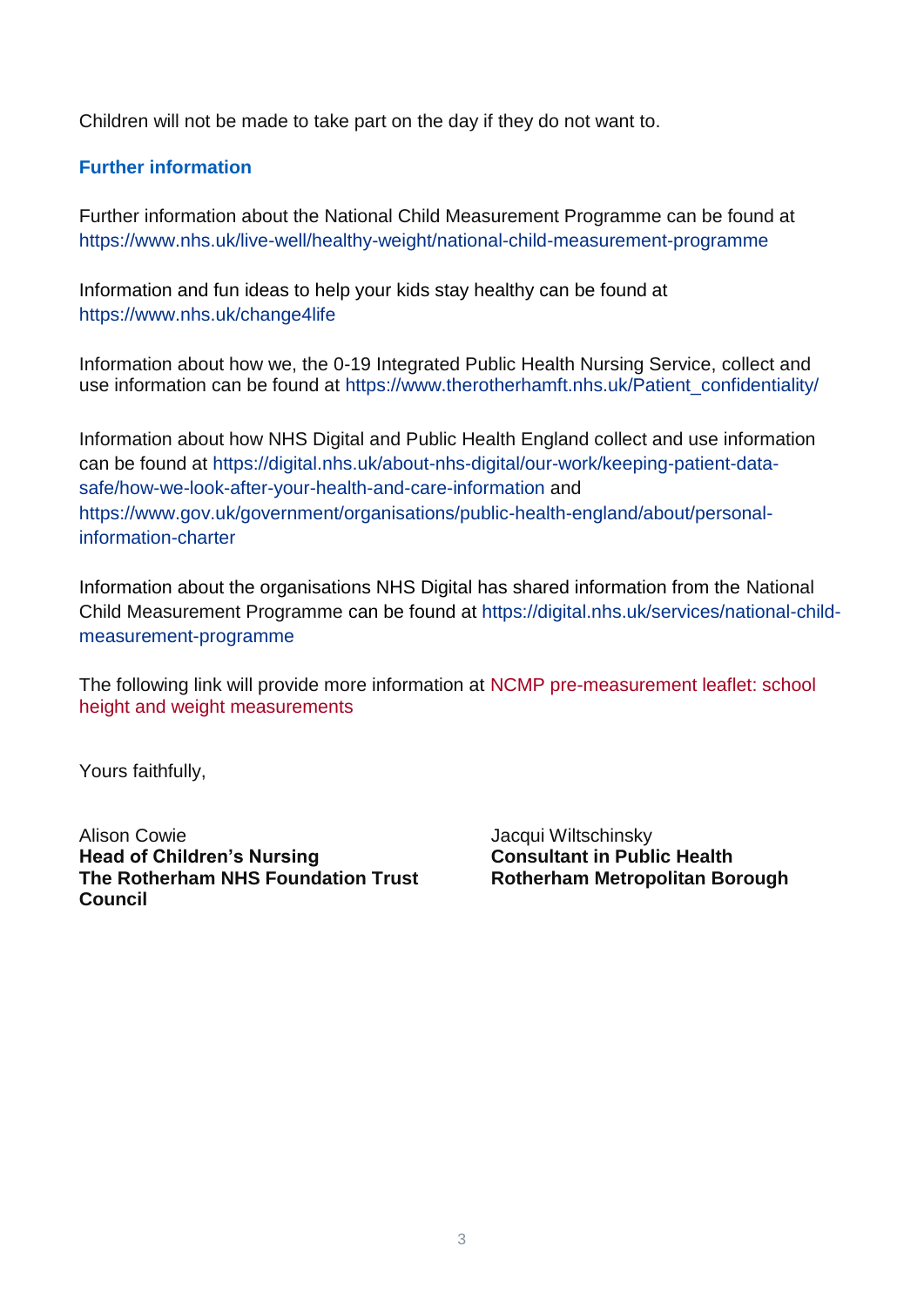Children will not be made to take part on the day if they do not want to.

## Further information

Further information about the National Child Measurement Programme can be found at https://www.nhs.uk/live-well/healthy-weight/national-child-measurement-programme

Information and fun ideas to help your kids stay healthy can be found at https://www.nhs.uk/change4life

Information about how we, the 0-19 Integrated Public Health Nursing Service, collect and use information can be found at https://www.therotherhamft.nhs.uk/Patient_confidentiality/

Information about how NHS Digital and Public Health England collect and use information can be found at https://digital.nhs.uk/about-nhs-digital/our-work/keeping-patient-data-safe/how-we-look-after-your-health-and-care-information and https://www.gov.uk/government/organisations/public-health-england/about/personal-information-charter

Information about the organisations NHS Digital has shared information from the National Child Measurement Programme can be found at https://digital.nhs.uk/services/national-child-measurement-programme

The following link will provide more information at NCMP pre-measurement leaflet: school height and weight measurements

Yours faithfully,

Alison Cowie
**Head of Children's Nursing**
**The Rotherham NHS Foundation Trust**
**Council**

Jacqui Wiltschinsky
**Consultant in Public Health**
**Rotherham Metropolitan Borough**